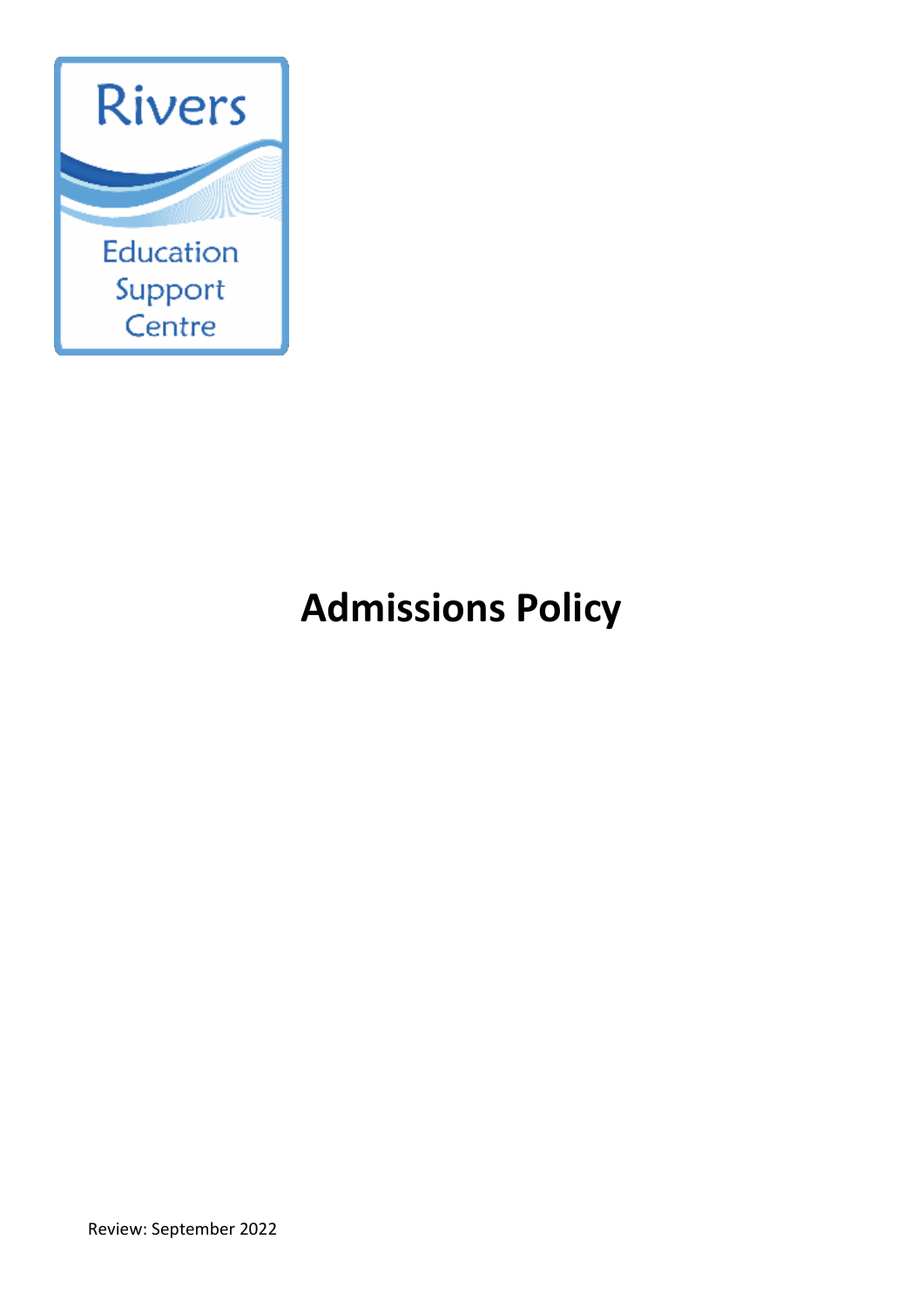Rivers

Education Support Centre

# Admissions Policy

Review: September 2022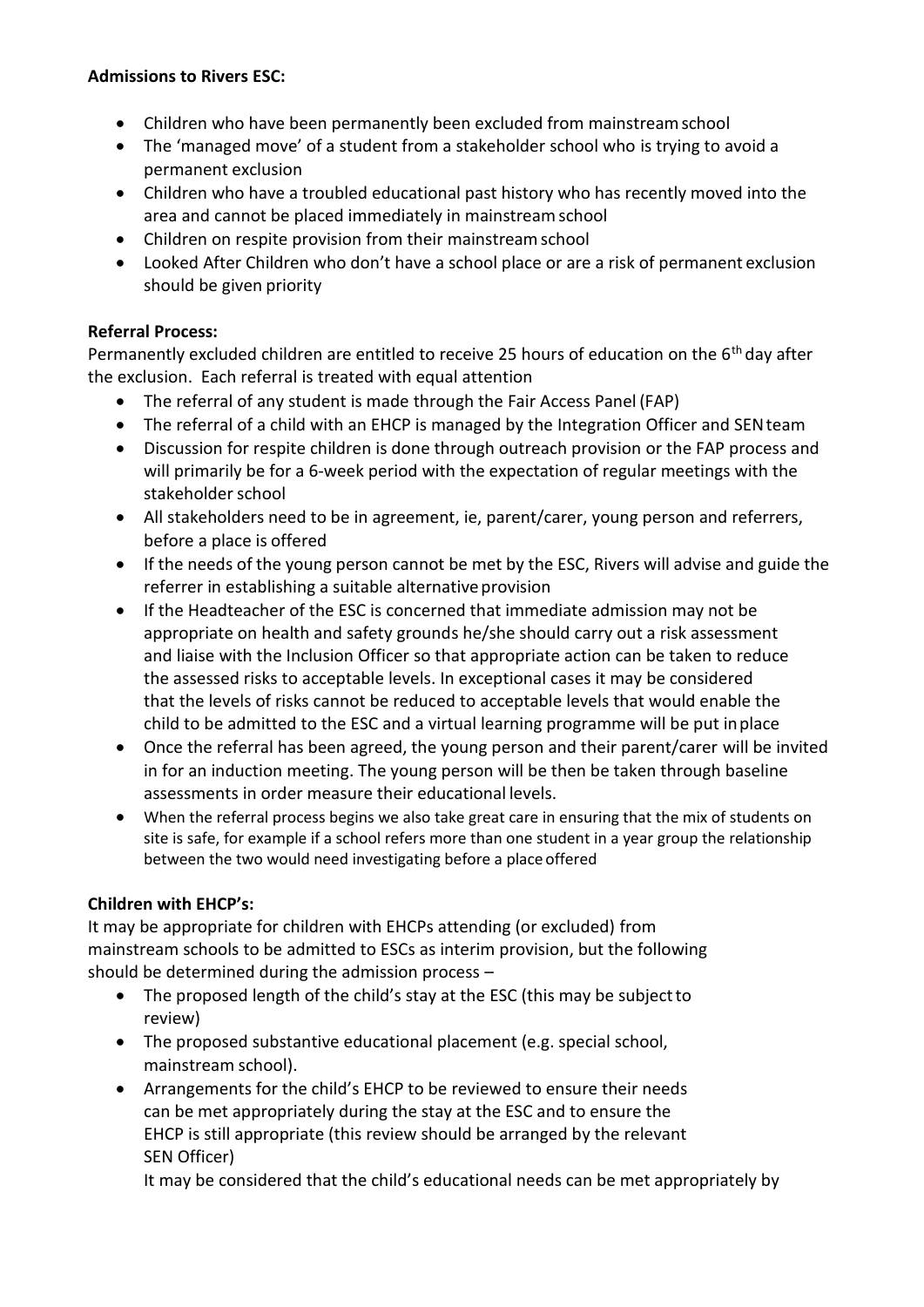**Admissions to Rivers ESC:**

- Children who have been permanently been excluded from mainstream school
- The 'managed move' of a student from a stakeholder school who is trying to avoid a permanent exclusion
- Children who have a troubled educational past history who has recently moved into the area and cannot be placed immediately in mainstream school
- Children on respite provision from their mainstream school
- Looked After Children who don't have a school place or are a risk of permanent exclusion should be given priority

**Referral Process:**

Permanently excluded children are entitled to receive 25 hours of education on the 6th day after the exclusion. Each referral is treated with equal attention

- The referral of any student is made through the Fair Access Panel (FAP)
- The referral of a child with an EHCP is managed by the Integration Officer and SEN team
- Discussion for respite children is done through outreach provision or the FAP process and will primarily be for a 6-week period with the expectation of regular meetings with the stakeholder school
- All stakeholders need to be in agreement, ie, parent/carer, young person and referrers, before a place is offered
- If the needs of the young person cannot be met by the ESC, Rivers will advise and guide the referrer in establishing a suitable alternative provision
- If the Headteacher of the ESC is concerned that immediate admission may not be appropriate on health and safety grounds he/she should carry out a risk assessment and liaise with the Inclusion Officer so that appropriate action can be taken to reduce the assessed risks to acceptable levels. In exceptional cases it may be considered that the levels of risks cannot be reduced to acceptable levels that would enable the child to be admitted to the ESC and a virtual learning programme will be put in place
- Once the referral has been agreed, the young person and their parent/carer will be invited in for an induction meeting. The young person will be then be taken through baseline assessments in order measure their educational levels.
- When the referral process begins we also take great care in ensuring that the mix of students on site is safe, for example if a school refers more than one student in a year group the relationship between the two would need investigating before a place offered

**Children with EHCP's:**

It may be appropriate for children with EHCPs attending (or excluded) from mainstream schools to be admitted to ESCs as interim provision, but the following should be determined during the admission process –

- The proposed length of the child's stay at the ESC (this may be subject to review)
- The proposed substantive educational placement (e.g. special school, mainstream school).
- Arrangements for the child's EHCP to be reviewed to ensure their needs can be met appropriately during the stay at the ESC and to ensure the EHCP is still appropriate (this review should be arranged by the relevant SEN Officer)

  It may be considered that the child's educational needs can be met appropriately by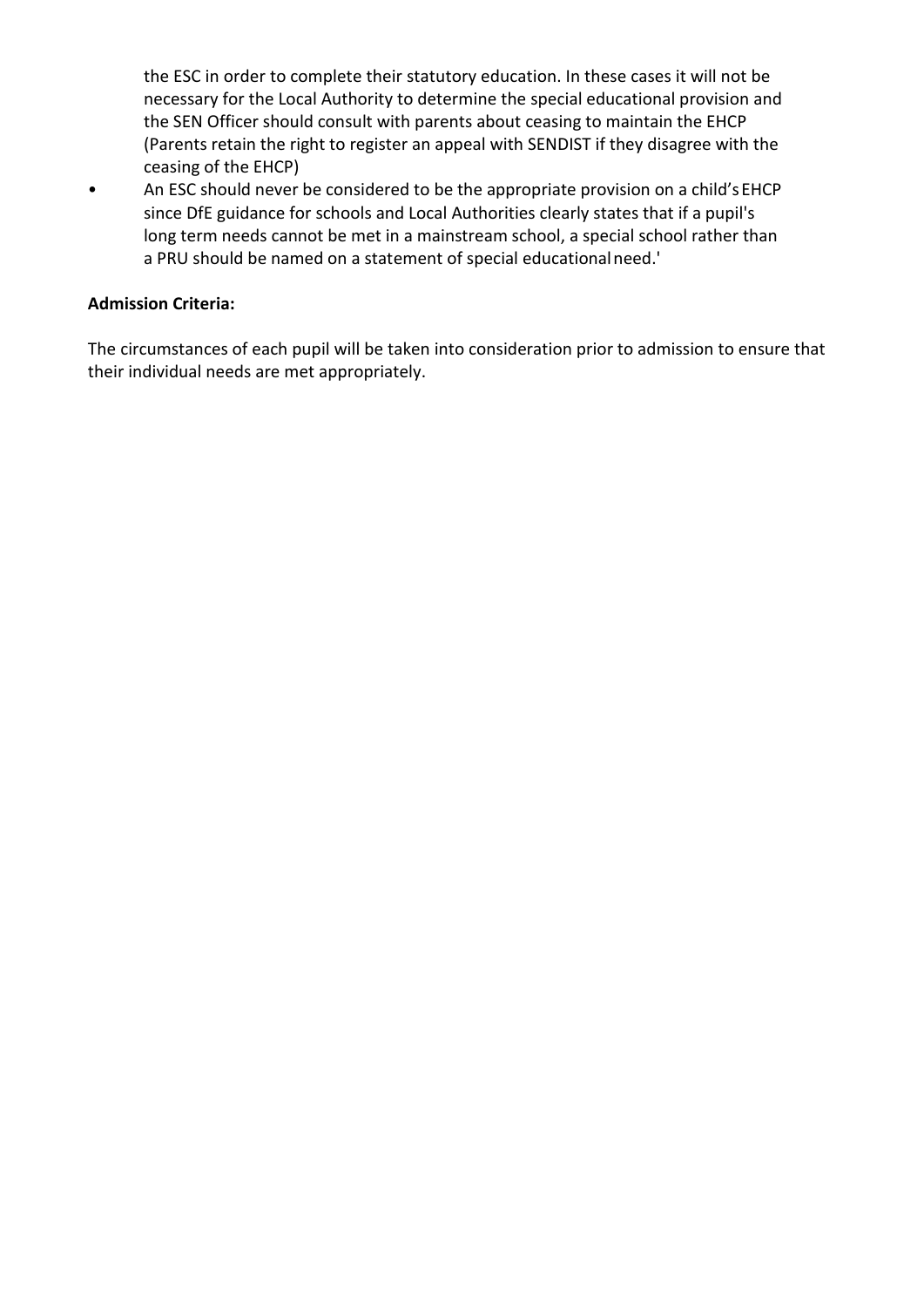the ESC in order to complete their statutory education. In these cases it will not be necessary for the Local Authority to determine the special educational provision and the SEN Officer should consult with parents about ceasing to maintain the EHCP (Parents retain the right to register an appeal with SENDIST if they disagree with the ceasing of the EHCP)

- An ESC should never be considered to be the appropriate provision on a child's EHCP since DfE guidance for schools and Local Authorities clearly states that if a pupil's long term needs cannot be met in a mainstream school, a special school rather than a PRU should be named on a statement of special educational need.'

**Admission Criteria:**

The circumstances of each pupil will be taken into consideration prior to admission to ensure that their individual needs are met appropriately.